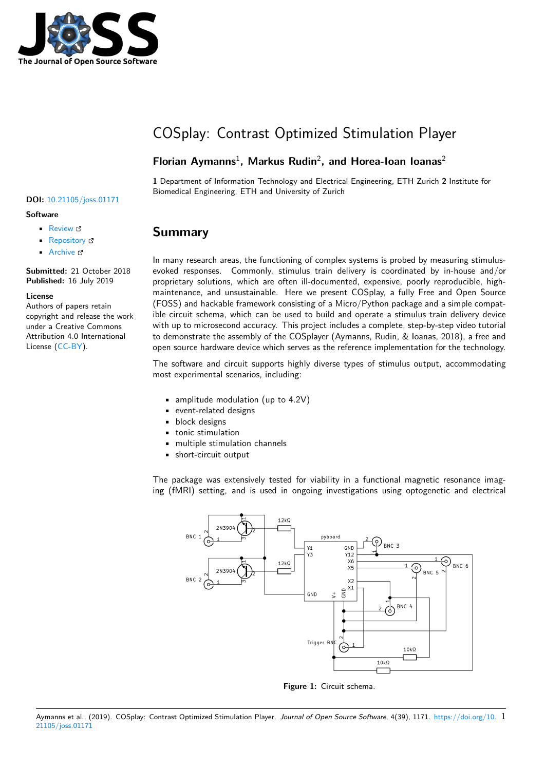# COSplay: Contrast Optimized Stimulation Player

**Florian Aymanns**[1], **Markus Rudin**[2], **and Horea-Ioan Ioanas**[2]

**1** Department of Information Technology and Electrical Engineering, ETH Zurich **2** Institute for Biomedical Engineering, ETH and University of Zurich

**DOI:** 10.21105/joss.01171

**Software**

- Review
- Repository
- Archive

**Submitted:** 21 October 2018
**Published:** 16 July 2019

**License**
Authors of papers retain copyright and release the work under a Creative Commons Attribution 4.0 International License (CC-BY).

## Summary

In many research areas, the functioning of complex systems is probed by measuring stimulus-evoked responses. Commonly, stimulus train delivery is coordinated by in-house and/or proprietary solutions, which are often ill-documented, expensive, poorly reproducible, high-maintenance, and unsustainable. Here we present COSplay, a fully Free and Open Source (FOSS) and hackable framework consisting of a Micro/Python package and a simple compatible circuit schema, which can be used to build and operate a stimulus train delivery device with up to microsecond accuracy. This project includes a complete, step-by-step video tutorial to demonstrate the assembly of the COSplayer (Aymanns, Rudin, & Ioanas, 2018), a free and open source hardware device which serves as the reference implementation for the technology.

The software and circuit supports highly diverse types of stimulus output, accommodating most experimental scenarios, including:

- amplitude modulation (up to 4.2V)
- event-related designs
- block designs
- tonic stimulation
- multiple stimulation channels
- short-circuit output

The package was extensively tested for viability in a functional magnetic resonance imaging (fMRI) setting, and is used in ongoing investigations using optogenetic and electrical

**Figure 1:** Circuit schema.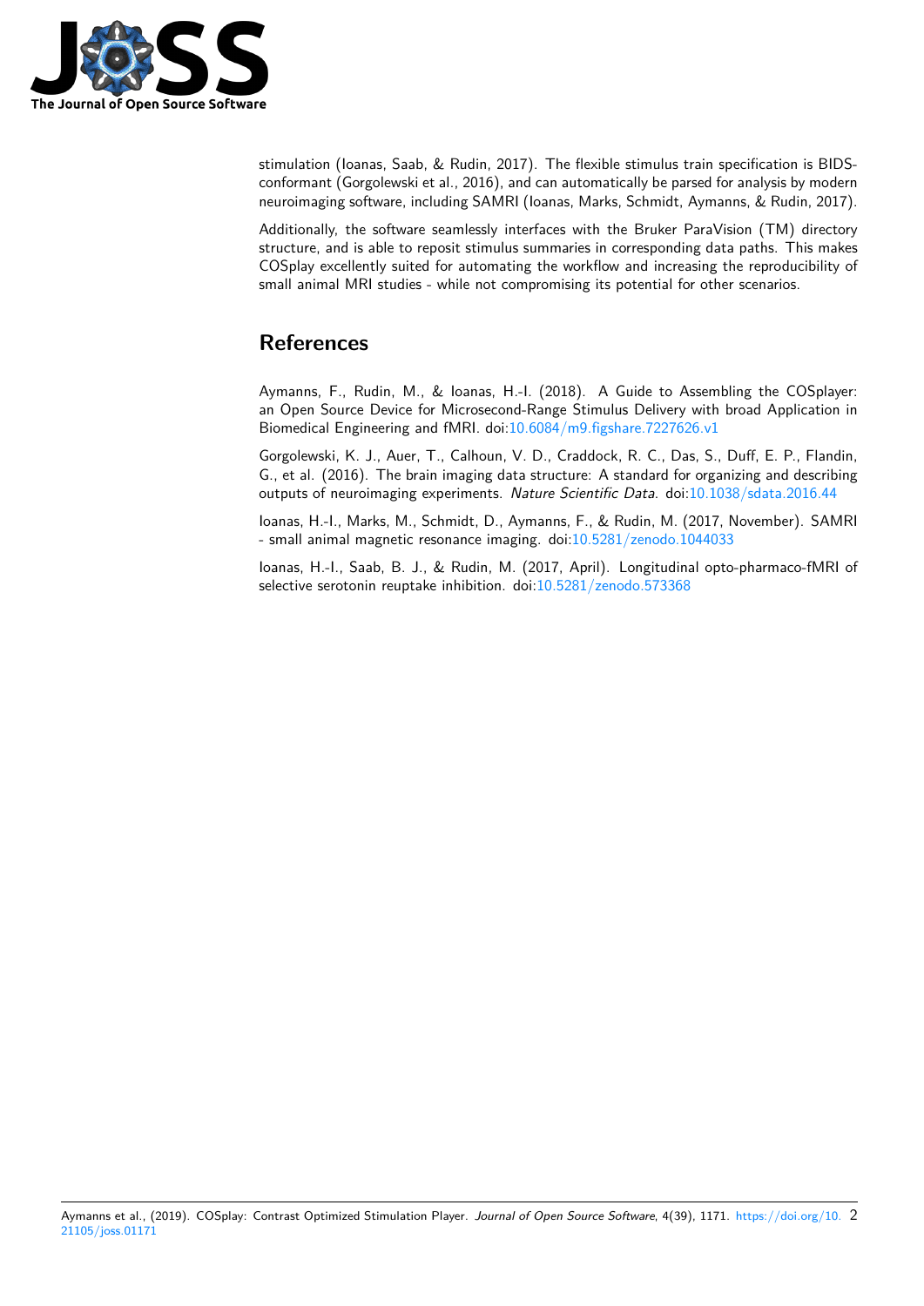stimulation (Ioanas, Saab, & Rudin, 2017). The flexible stimulus train specification is BIDS-conformant (Gorgolewski et al., 2016), and can automatically be parsed for analysis by modern neuroimaging software, including SAMRI (Ioanas, Marks, Schmidt, Aymanns, & Rudin, 2017).

Additionally, the software seamlessly interfaces with the Bruker ParaVision (TM) directory structure, and is able to reposit stimulus summaries in corresponding data paths. This makes COSplay excellently suited for automating the workflow and increasing the reproducibility of small animal MRI studies - while not compromising its potential for other scenarios.

## References

Aymanns, F., Rudin, M., & Ioanas, H.-I. (2018). A Guide to Assembling the COSplayer: an Open Source Device for Microsecond-Range Stimulus Delivery with broad Application in Biomedical Engineering and fMRI. doi:10.6084/m9.figshare.7227626.v1

Gorgolewski, K. J., Auer, T., Calhoun, V. D., Craddock, R. C., Das, S., Duff, E. P., Flandin, G., et al. (2016). The brain imaging data structure: A standard for organizing and describing outputs of neuroimaging experiments. *Nature Scientific Data*. doi:10.1038/sdata.2016.44

Ioanas, H.-I., Marks, M., Schmidt, D., Aymanns, F., & Rudin, M. (2017, November). SAMRI - small animal magnetic resonance imaging. doi:10.5281/zenodo.1044033

Ioanas, H.-I., Saab, B. J., & Rudin, M. (2017, April). Longitudinal opto-pharmaco-fMRI of selective serotonin reuptake inhibition. doi:10.5281/zenodo.573368